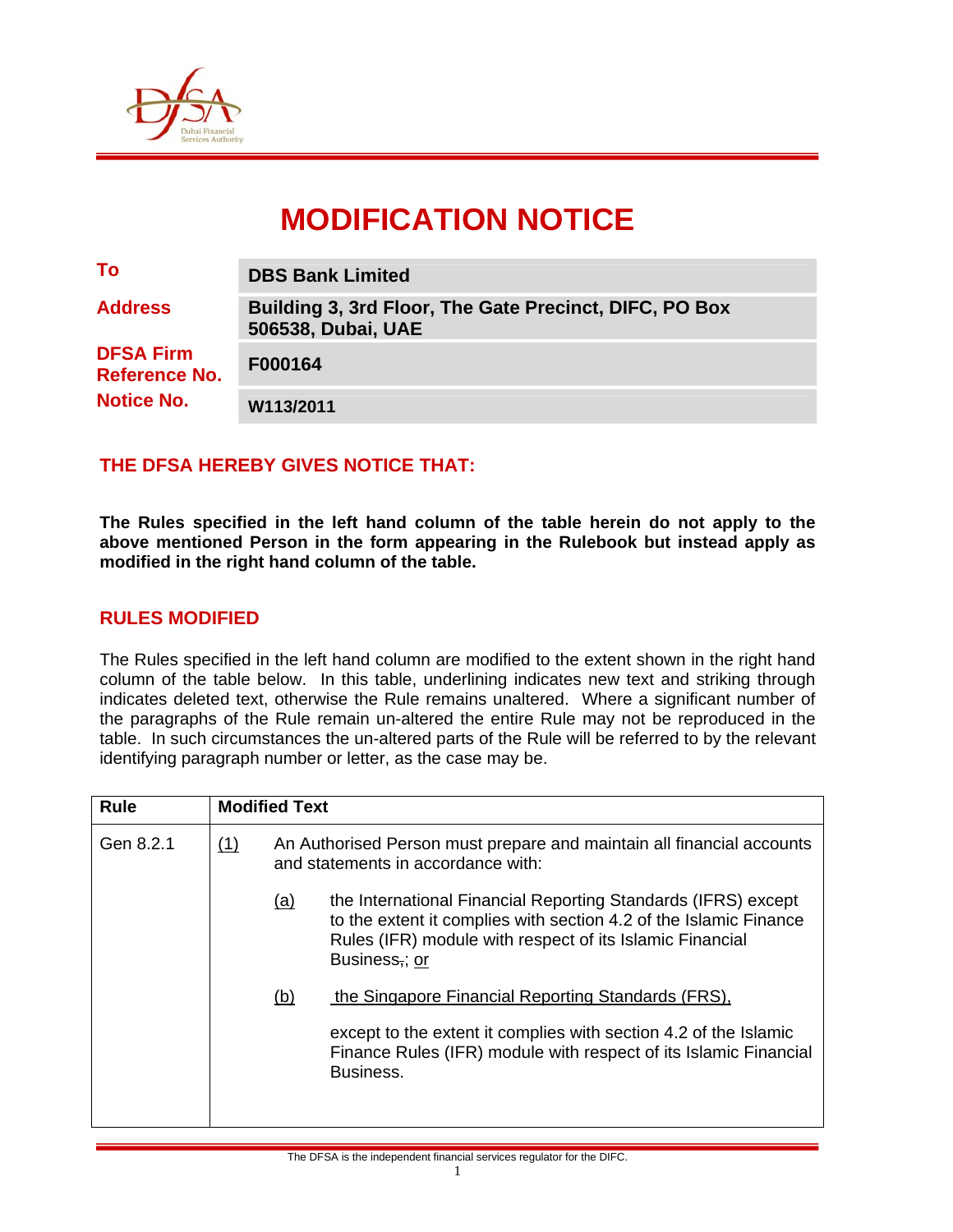# MODIFICATION NOTICE

| | |
|---|---|
| **To** | **DBS Bank Limited** |
| **Address** | **Building 3, 3rd Floor, The Gate Precinct, DIFC, PO Box 506538, Dubai, UAE** |
| **DFSA Firm Reference No.** | **F000164** |
| **Notice No.** | **W113/2011** |

## THE DFSA HEREBY GIVES NOTICE THAT:

**The Rules specified in the left hand column of the table herein do not apply to the above mentioned Person in the form appearing in the Rulebook but instead apply as modified in the right hand column of the table.**

## RULES MODIFIED

The Rules specified in the left hand column are modified to the extent shown in the right hand column of the table below. In this table, underlining indicates new text and striking through indicates deleted text, otherwise the Rule remains unaltered. Where a significant number of the paragraphs of the Rule remain un-altered the entire Rule may not be reproduced in the table. In such circumstances the un-altered parts of the Rule will be referred to by the relevant identifying paragraph number or letter, as the case may be.

| Rule | Modified Text |
|---|---|
| Gen 8.2.1 | <u>(1)</u> An Authorised Person must prepare and maintain all financial accounts and statements in accordance with:<br><br><u>(a)</u> the International Financial Reporting Standards (IFRS) except to the extent it complies with section 4.2 of the Islamic Finance Rules (IFR) module with respect of its Islamic Financial Business~~,~~; <u>or</u><br><br><u>(b)</u> <u>the Singapore Financial Reporting Standards (FRS),</u><br><br>except to the extent it complies with section 4.2 of the Islamic Finance Rules (IFR) module with respect of its Islamic Financial Business. |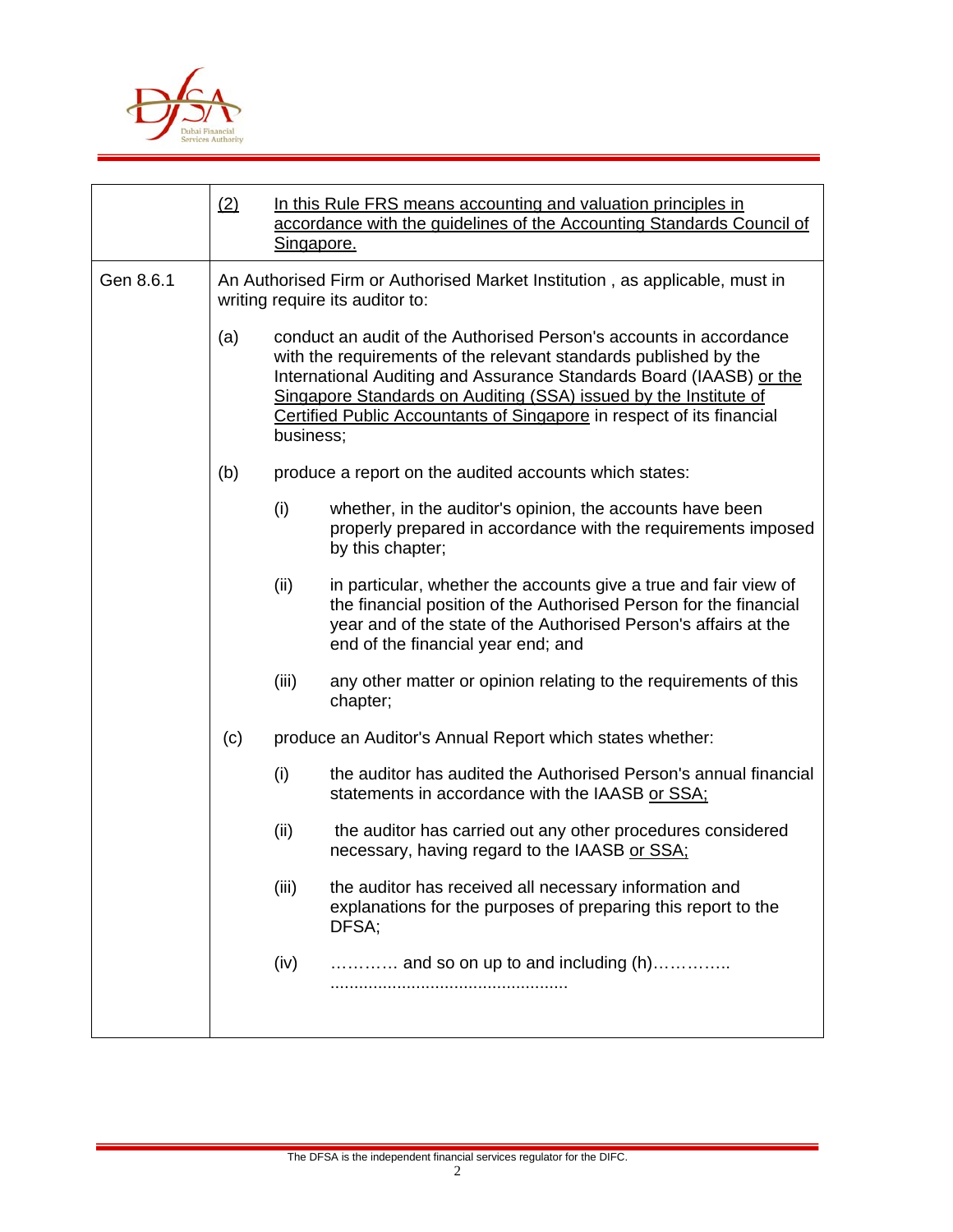| | |
|---|---|
| | <u>(2) In this Rule FRS means accounting and valuation principles in accordance with the guidelines of the Accounting Standards Council of Singapore.</u> |
| Gen 8.6.1 | An Authorised Firm or Authorised Market Institution , as applicable, must in writing require its auditor to:<br><br>(a) conduct an audit of the Authorised Person's accounts in accordance with the requirements of the relevant standards published by the International Auditing and Assurance Standards Board (IAASB) <u>or the Singapore Standards on Auditing (SSA) issued by the Institute of Certified Public Accountants of Singapore</u> in respect of its financial business;<br><br>(b) produce a report on the audited accounts which states:<br><br>(i) whether, in the auditor's opinion, the accounts have been properly prepared in accordance with the requirements imposed by this chapter;<br><br>(ii) in particular, whether the accounts give a true and fair view of the financial position of the Authorised Person for the financial year and of the state of the Authorised Person's affairs at the end of the financial year end; and<br><br>(iii) any other matter or opinion relating to the requirements of this chapter;<br><br>(c) produce an Auditor's Annual Report which states whether:<br><br>(i) the auditor has audited the Authorised Person's annual financial statements in accordance with the IAASB <u>or SSA;</u><br><br>(ii) the auditor has carried out any other procedures considered necessary, having regard to the IAASB <u>or SSA;</u><br><br>(iii) the auditor has received all necessary information and explanations for the purposes of preparing this report to the DFSA;<br><br>(iv) ………… and so on up to and including (h)………….. ................................................ |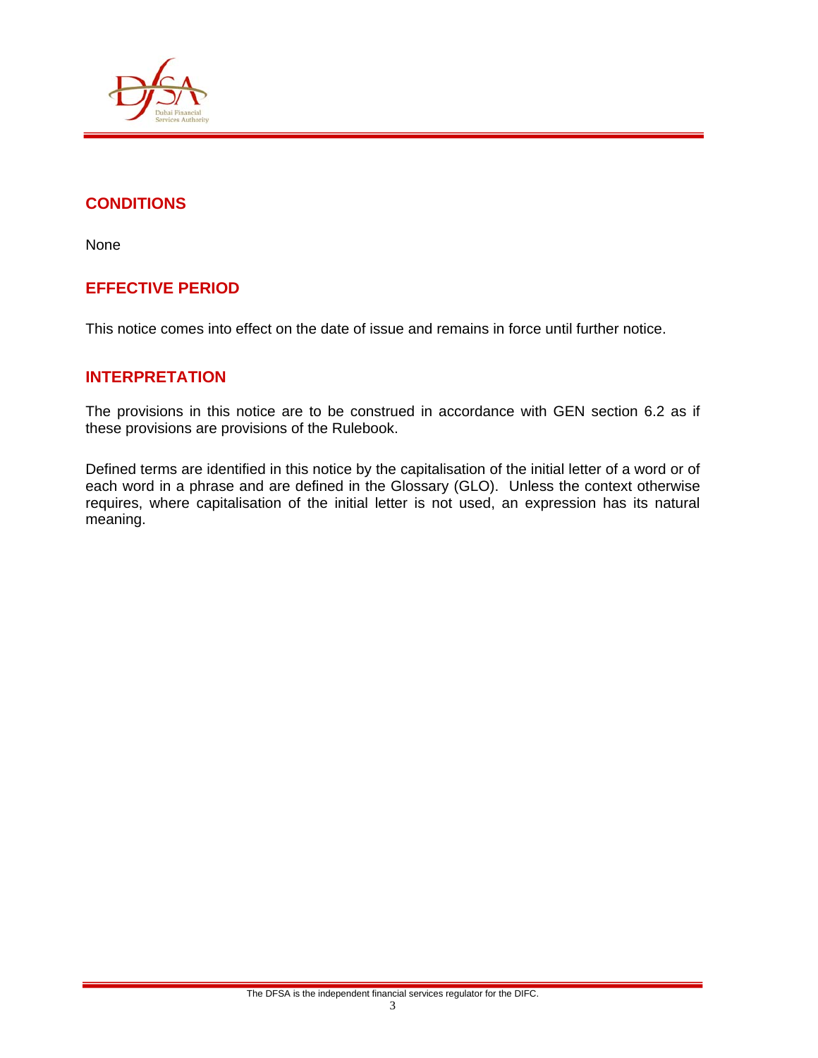## CONDITIONS

None

## EFFECTIVE PERIOD

This notice comes into effect on the date of issue and remains in force until further notice.

## INTERPRETATION

The provisions in this notice are to be construed in accordance with GEN section 6.2 as if these provisions are provisions of the Rulebook.

Defined terms are identified in this notice by the capitalisation of the initial letter of a word or of each word in a phrase and are defined in the Glossary (GLO). Unless the context otherwise requires, where capitalisation of the initial letter is not used, an expression has its natural meaning.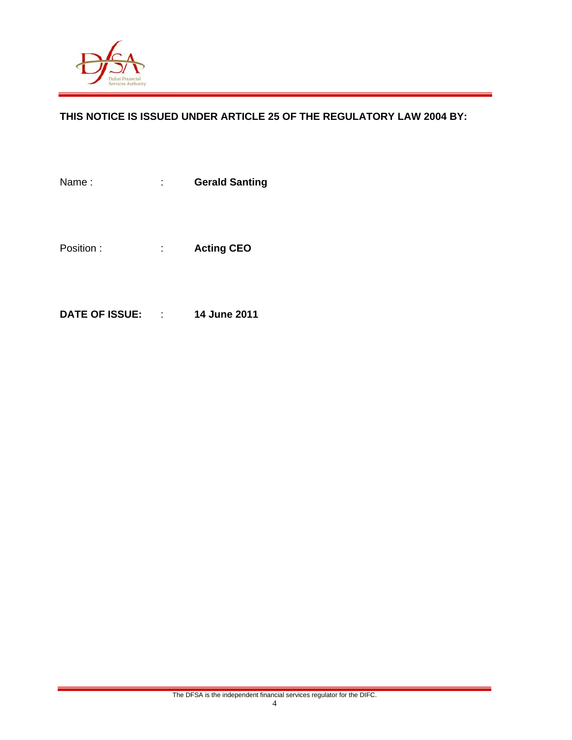**THIS NOTICE IS ISSUED UNDER ARTICLE 25 OF THE REGULATORY LAW 2004 BY:**

Name : : **Gerald Santing**

Position : : **Acting CEO**

**DATE OF ISSUE:** : **14 June 2011**

The DFSA is the independent financial services regulator for the DIFC.